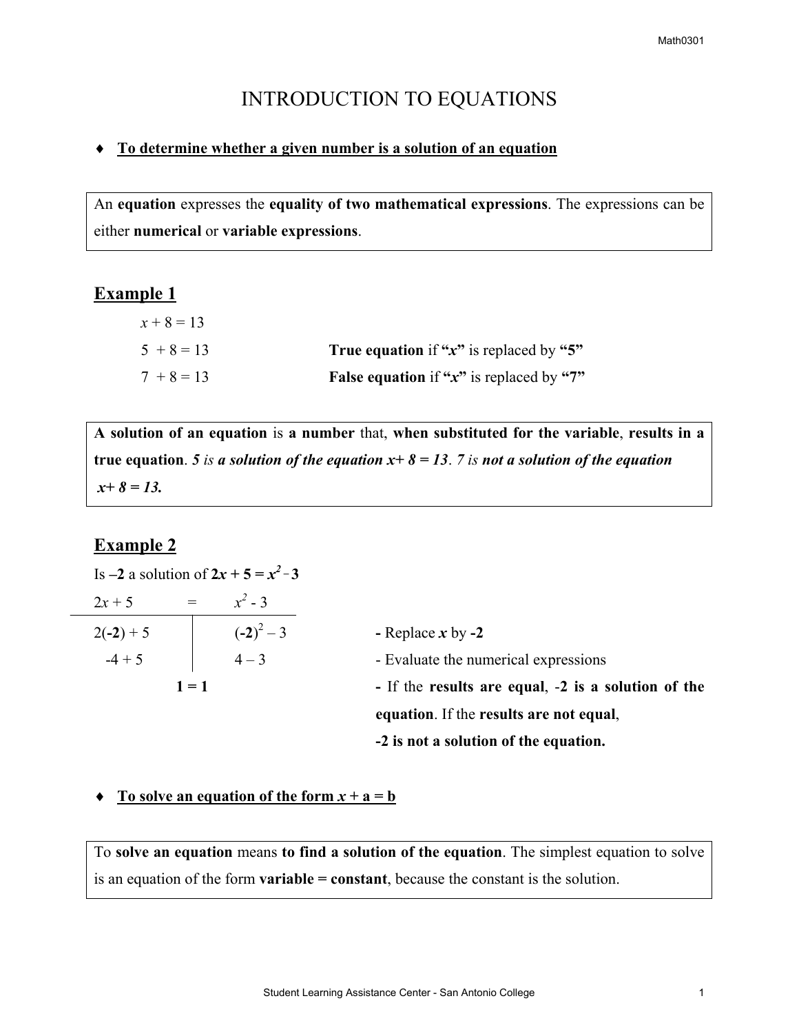# INTRODUCTION TO EQUATIONS

- **To determine whether a given number is a solution of an equation**

An **equation** expresses the **equality of two mathematical expressions**. The expressions can be either **numerical** or **variable expressions**.

## Example 1

| | |
|---|---|
| $x + 8 = 13$ | |
| $5 + 8 = 13$ | **True equation** if **"$x$"** is replaced by **"5"** |
| $7 + 8 = 13$ | **False equation** if **"$x$"** is replaced by **"7"** |

**A solution of an equation** is **a number** that, **when substituted for the variable**, **results in a true equation**. *5 is **a solution of the equation x+ 8 = 13***. *7 is **not a solution of the equation x+ 8 = 13.***

## Example 2

Is **–2** a solution of $\mathbf{2x + 5 = x^2 - 3}$

| $2x + 5$ | $=$ $x^2 - 3$ | |
|---|---|---|
| $2(\mathbf{-2}) + 5$ | $(\mathbf{-2})^2 - 3$ | **-** Replace $\boldsymbol{x}$ by **-2** |
| $-4 + 5$ | $4 - 3$ | - Evaluate the numerical expressions |
| **1 = 1** | | **-** If the **results are equal**, -**2 is a solution of the equation**. If the **results are not equal**, **-2 is not a solution of the equation.** |

- **To solve an equation of the form $x$ + a = b**

To **solve an equation** means **to find a solution of the equation**. The simplest equation to solve is an equation of the form **variable = constant**, because the constant is the solution.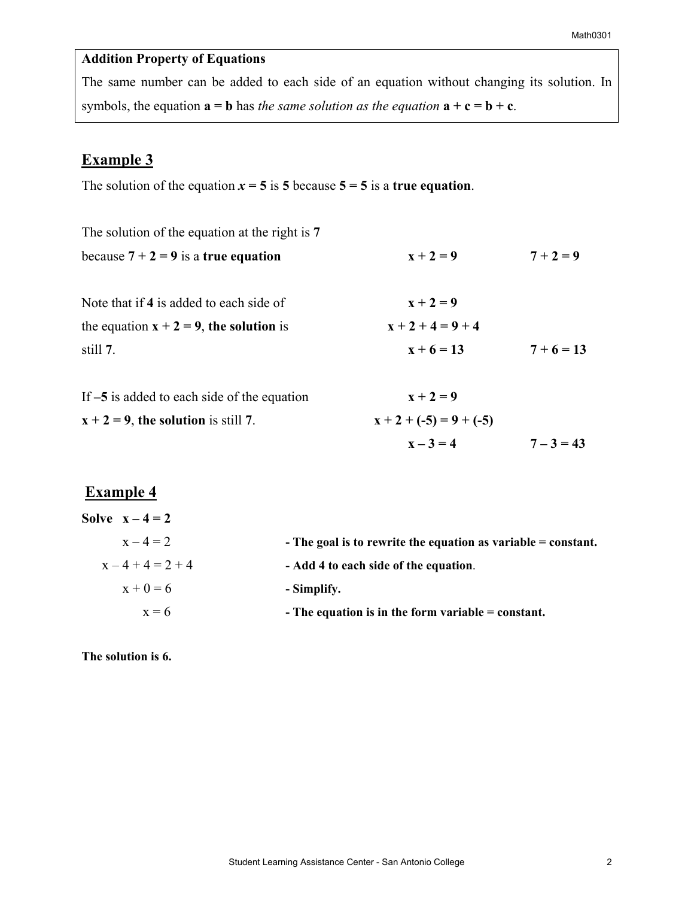**Addition Property of Equations**

The same number can be added to each side of an equation without changing its solution. In symbols, the equation $\mathbf{a = b}$ has *the same solution as the equation* $\mathbf{a + c = b + c}$.

## Example 3

The solution of the equation $x = 5$ is **5** because **5 = 5** is a **true equation**.

| | | |
|---|---|---|
| The solution of the equation at the right is **7** because **7 + 2 = 9** is a **true equation** | $x + 2 = 9$ | $7 + 2 = 9$ |
| Note that if **4** is added to each side of the equation **x + 2 = 9**, **the solution** is still **7**. | $x + 2 = 9$ <br> $x + 2 + 4 = 9 + 4$ <br> $x + 6 = 13$ | $7 + 6 = 13$ |
| If **–5** is added to each side of the equation **x + 2 = 9**, **the solution** is still **7**. | $x + 2 = 9$ <br> $x + 2 + (-5) = 9 + (-5)$ <br> $x - 3 = 4$ | $7 - 3 = 43$ |

## Example 4

**Solve** $\mathbf{x - 4 = 2}$

| | |
|---|---|
| $x - 4 = 2$ | **- The goal is to rewrite the equation as variable = constant.** |
| $x - 4 + 4 = 2 + 4$ | **- Add 4 to each side of the equation**. |
| $x + 0 = 6$ | **- Simplify.** |
| $x = 6$ | **- The equation is in the form variable = constant.** |

**The solution is 6.**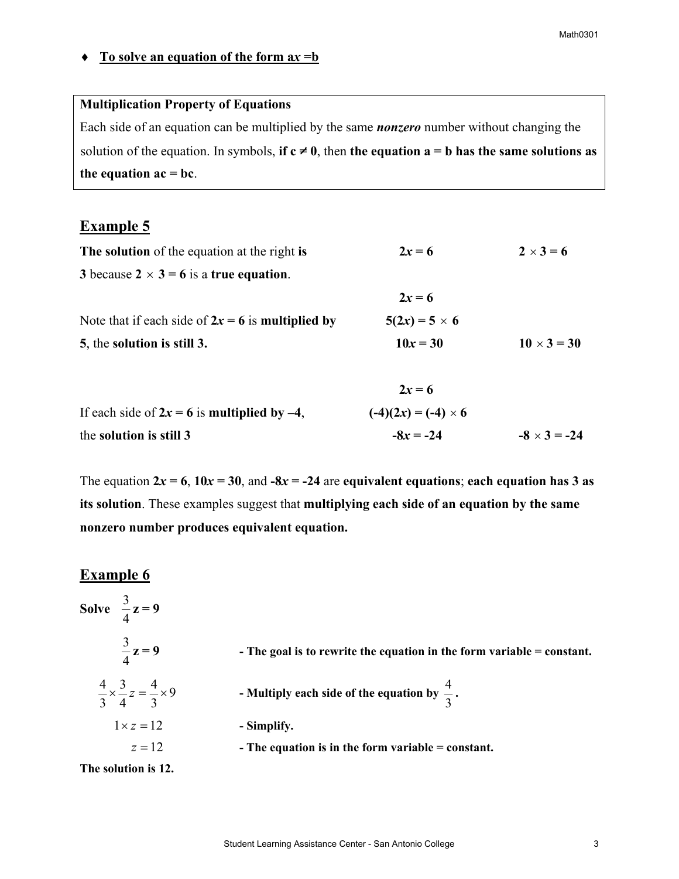♦ **To solve an equation of the form a$x$ =b**

> **Multiplication Property of Equations**
>
> Each side of an equation can be multiplied by the same ***nonzero*** number without changing the solution of the equation. In symbols, **if c ≠ 0**, then **the equation a = b has the same solutions as the equation ac = bc**.

## Example 5

| | | |
|---|---|---|
| **The solution** of the equation at the right **is 3** because **2 × 3 = 6** is a **true equation**. | $2x = 6$ | $2 \times 3 = 6$ |
| | $2x = 6$ | |
| Note that if each side of **2$x$ = 6** is **multiplied by 5**, the **solution is still 3.** | $5(2x) = 5 \times 6$ | |
| | $10x = 30$ | $10 \times 3 = 30$ |
| | $2x = 6$ | |
| If each side of **2$x$ = 6** is **multiplied by –4**, the **solution is still 3** | $(-4)(2x) = (-4) \times 6$ | |
| | $-8x = -24$ | $-8 \times 3 = -24$ |

The equation **2$x$ = 6**, **10$x$ = 30**, and **-8$x$ = -24** are **equivalent equations**; **each equation has 3 as its solution**. These examples suggest that **multiplying each side of an equation by the same nonzero number produces equivalent equation.**

## Example 6

**Solve** $\frac{3}{4}z = 9$

| | |
|---|---|
| $\frac{3}{4}z = 9$ | **- The goal is to rewrite the equation in the form variable = constant.** |
| $\frac{4}{3} \times \frac{3}{4} z = \frac{4}{3} \times 9$ | **- Multiply each side of the equation by $\frac{4}{3}$.** |
| $1 \times z = 12$ | **- Simplify.** |
| $z = 12$ | **- The equation is in the form variable = constant.** |

**The solution is 12.**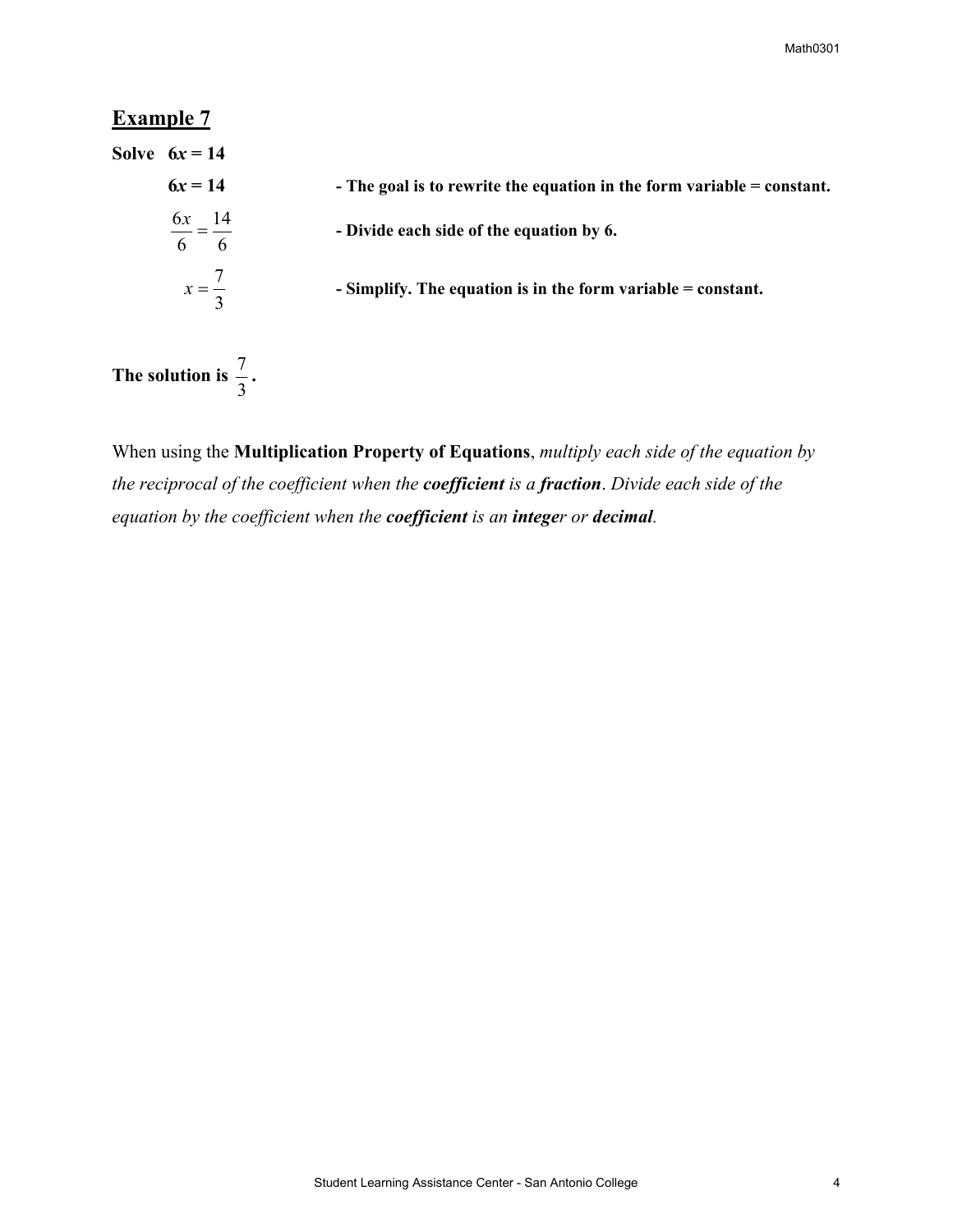## Example 7

**Solve** $6x = 14$

$6x = 14$ **- The goal is to rewrite the equation in the form variable = constant.**

$$\frac{6x}{6} = \frac{14}{6}$$ **- Divide each side of the equation by 6.**

$$x = \frac{7}{3}$$ **- Simplify. The equation is in the form variable = constant.**

**The solution is** $\frac{7}{3}$**.**

When using the **Multiplication Property of Equations**, *multiply each side of the equation by the reciprocal of the coefficient when the* ***coefficient*** *is a* ***fraction****. Divide each side of the equation by the coefficient when the* ***coefficient*** *is an* ***integer*** *or* ***decimal****.*